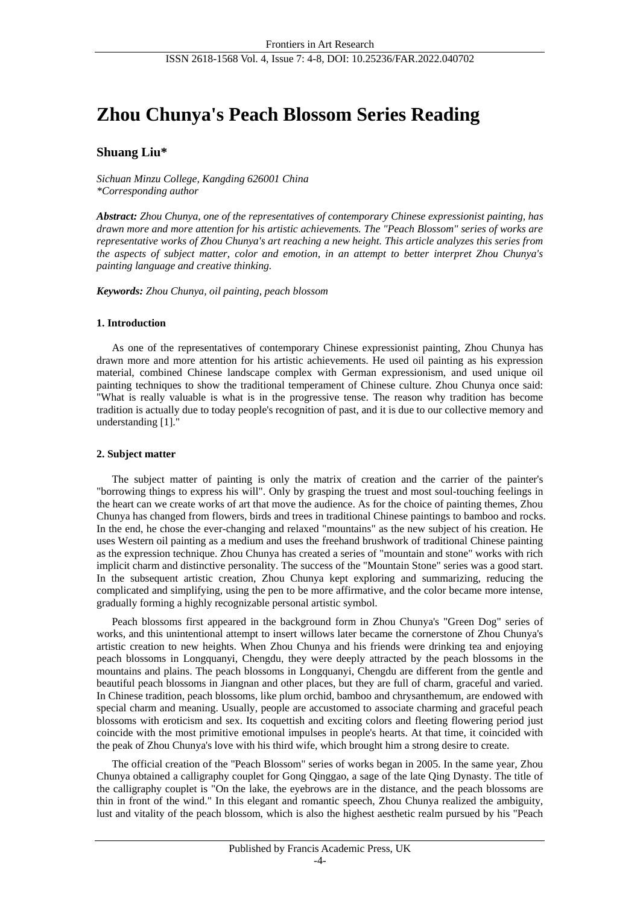# Zhou Chunya's Peach Blossom Series Reading

**Shuang Liu***

*Sichuan Minzu College, Kangding 626001 China*
*\*Corresponding author*

***Abstract:*** *Zhou Chunya, one of the representatives of contemporary Chinese expressionist painting, has drawn more and more attention for his artistic achievements. The "Peach Blossom" series of works are representative works of Zhou Chunya's art reaching a new height. This article analyzes this series from the aspects of subject matter, color and emotion, in an attempt to better interpret Zhou Chunya's painting language and creative thinking.*

***Keywords:*** *Zhou Chunya, oil painting, peach blossom*

## 1. Introduction

As one of the representatives of contemporary Chinese expressionist painting, Zhou Chunya has drawn more and more attention for his artistic achievements. He used oil painting as his expression material, combined Chinese landscape complex with German expressionism, and used unique oil painting techniques to show the traditional temperament of Chinese culture. Zhou Chunya once said: "What is really valuable is what is in the progressive tense. The reason why tradition has become tradition is actually due to today people's recognition of past, and it is due to our collective memory and understanding [1]."

## 2. Subject matter

The subject matter of painting is only the matrix of creation and the carrier of the painter's "borrowing things to express his will". Only by grasping the truest and most soul-touching feelings in the heart can we create works of art that move the audience. As for the choice of painting themes, Zhou Chunya has changed from flowers, birds and trees in traditional Chinese paintings to bamboo and rocks. In the end, he chose the ever-changing and relaxed "mountains" as the new subject of his creation. He uses Western oil painting as a medium and uses the freehand brushwork of traditional Chinese painting as the expression technique. Zhou Chunya has created a series of "mountain and stone" works with rich implicit charm and distinctive personality. The success of the "Mountain Stone" series was a good start. In the subsequent artistic creation, Zhou Chunya kept exploring and summarizing, reducing the complicated and simplifying, using the pen to be more affirmative, and the color became more intense, gradually forming a highly recognizable personal artistic symbol.

Peach blossoms first appeared in the background form in Zhou Chunya's "Green Dog" series of works, and this unintentional attempt to insert willows later became the cornerstone of Zhou Chunya's artistic creation to new heights. When Zhou Chunya and his friends were drinking tea and enjoying peach blossoms in Longquanyi, Chengdu, they were deeply attracted by the peach blossoms in the mountains and plains. The peach blossoms in Longquanyi, Chengdu are different from the gentle and beautiful peach blossoms in Jiangnan and other places, but they are full of charm, graceful and varied. In Chinese tradition, peach blossoms, like plum orchid, bamboo and chrysanthemum, are endowed with special charm and meaning. Usually, people are accustomed to associate charming and graceful peach blossoms with eroticism and sex. Its coquettish and exciting colors and fleeting flowering period just coincide with the most primitive emotional impulses in people's hearts. At that time, it coincided with the peak of Zhou Chunya's love with his third wife, which brought him a strong desire to create.

The official creation of the "Peach Blossom" series of works began in 2005. In the same year, Zhou Chunya obtained a calligraphy couplet for Gong Qinggao, a sage of the late Qing Dynasty. The title of the calligraphy couplet is "On the lake, the eyebrows are in the distance, and the peach blossoms are thin in front of the wind." In this elegant and romantic speech, Zhou Chunya realized the ambiguity, lust and vitality of the peach blossom, which is also the highest aesthetic realm pursued by his "Peach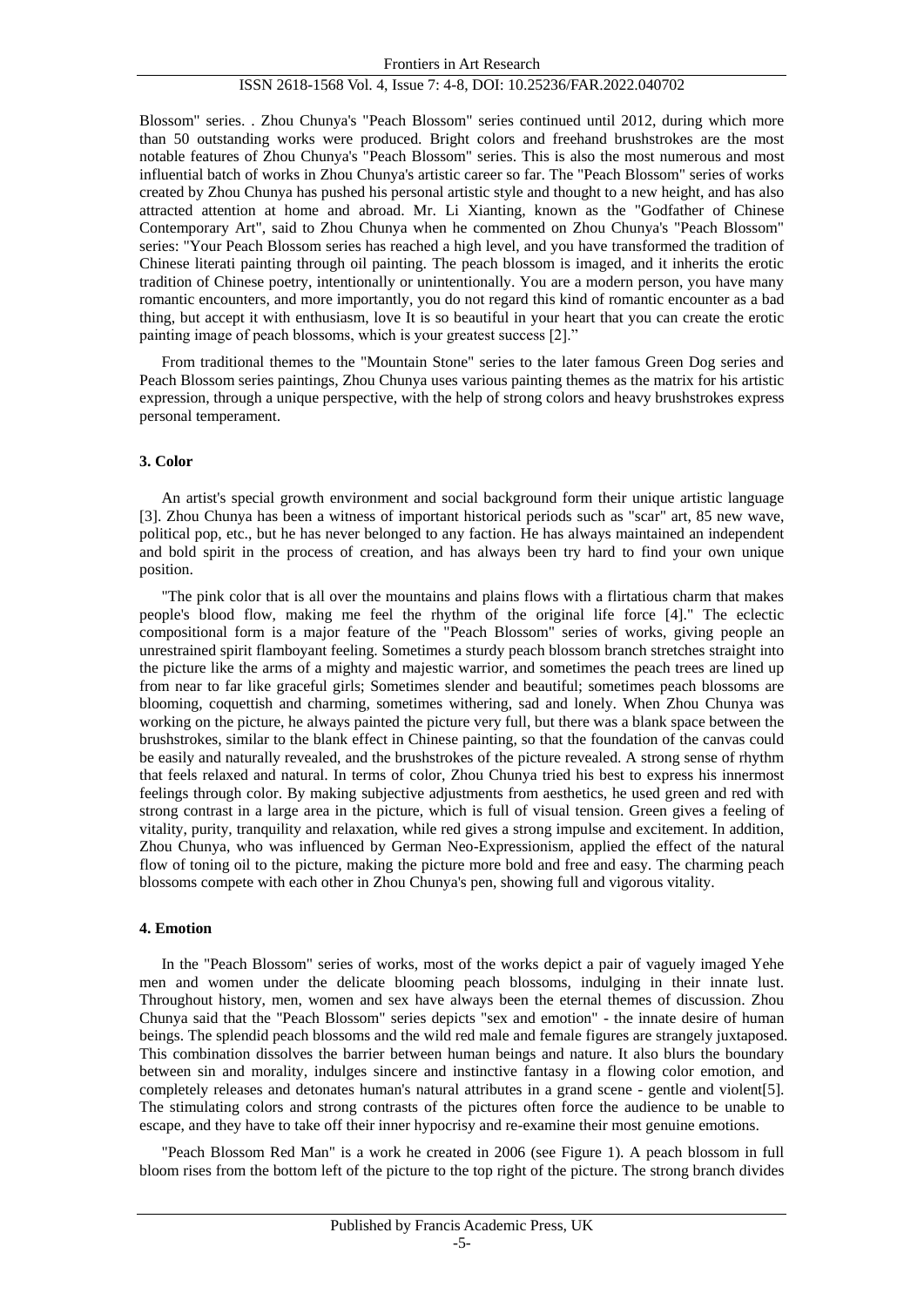Blossom" series. . Zhou Chunya's "Peach Blossom" series continued until 2012, during which more than 50 outstanding works were produced. Bright colors and freehand brushstrokes are the most notable features of Zhou Chunya's "Peach Blossom" series. This is also the most numerous and most influential batch of works in Zhou Chunya's artistic career so far. The "Peach Blossom" series of works created by Zhou Chunya has pushed his personal artistic style and thought to a new height, and has also attracted attention at home and abroad. Mr. Li Xianting, known as the "Godfather of Chinese Contemporary Art", said to Zhou Chunya when he commented on Zhou Chunya's "Peach Blossom" series: "Your Peach Blossom series has reached a high level, and you have transformed the tradition of Chinese literati painting through oil painting. The peach blossom is imaged, and it inherits the erotic tradition of Chinese poetry, intentionally or unintentionally. You are a modern person, you have many romantic encounters, and more importantly, you do not regard this kind of romantic encounter as a bad thing, but accept it with enthusiasm, love It is so beautiful in your heart that you can create the erotic painting image of peach blossoms, which is your greatest success [2]."

From traditional themes to the "Mountain Stone" series to the later famous Green Dog series and Peach Blossom series paintings, Zhou Chunya uses various painting themes as the matrix for his artistic expression, through a unique perspective, with the help of strong colors and heavy brushstrokes express personal temperament.

## 3. Color

An artist's special growth environment and social background form their unique artistic language [3]. Zhou Chunya has been a witness of important historical periods such as "scar" art, 85 new wave, political pop, etc., but he has never belonged to any faction. He has always maintained an independent and bold spirit in the process of creation, and has always been try hard to find your own unique position.

"The pink color that is all over the mountains and plains flows with a flirtatious charm that makes people's blood flow, making me feel the rhythm of the original life force [4]." The eclectic compositional form is a major feature of the "Peach Blossom" series of works, giving people an unrestrained spirit flamboyant feeling. Sometimes a sturdy peach blossom branch stretches straight into the picture like the arms of a mighty and majestic warrior, and sometimes the peach trees are lined up from near to far like graceful girls; Sometimes slender and beautiful; sometimes peach blossoms are blooming, coquettish and charming, sometimes withering, sad and lonely. When Zhou Chunya was working on the picture, he always painted the picture very full, but there was a blank space between the brushstrokes, similar to the blank effect in Chinese painting, so that the foundation of the canvas could be easily and naturally revealed, and the brushstrokes of the picture revealed. A strong sense of rhythm that feels relaxed and natural. In terms of color, Zhou Chunya tried his best to express his innermost feelings through color. By making subjective adjustments from aesthetics, he used green and red with strong contrast in a large area in the picture, which is full of visual tension. Green gives a feeling of vitality, purity, tranquility and relaxation, while red gives a strong impulse and excitement. In addition, Zhou Chunya, who was influenced by German Neo-Expressionism, applied the effect of the natural flow of toning oil to the picture, making the picture more bold and free and easy. The charming peach blossoms compete with each other in Zhou Chunya's pen, showing full and vigorous vitality.

## 4. Emotion

In the "Peach Blossom" series of works, most of the works depict a pair of vaguely imaged Yehe men and women under the delicate blooming peach blossoms, indulging in their innate lust. Throughout history, men, women and sex have always been the eternal themes of discussion. Zhou Chunya said that the "Peach Blossom" series depicts "sex and emotion" - the innate desire of human beings. The splendid peach blossoms and the wild red male and female figures are strangely juxtaposed. This combination dissolves the barrier between human beings and nature. It also blurs the boundary between sin and morality, indulges sincere and instinctive fantasy in a flowing color emotion, and completely releases and detonates human's natural attributes in a grand scene - gentle and violent[5]. The stimulating colors and strong contrasts of the pictures often force the audience to be unable to escape, and they have to take off their inner hypocrisy and re-examine their most genuine emotions.

"Peach Blossom Red Man" is a work he created in 2006 (see Figure 1). A peach blossom in full bloom rises from the bottom left of the picture to the top right of the picture. The strong branch divides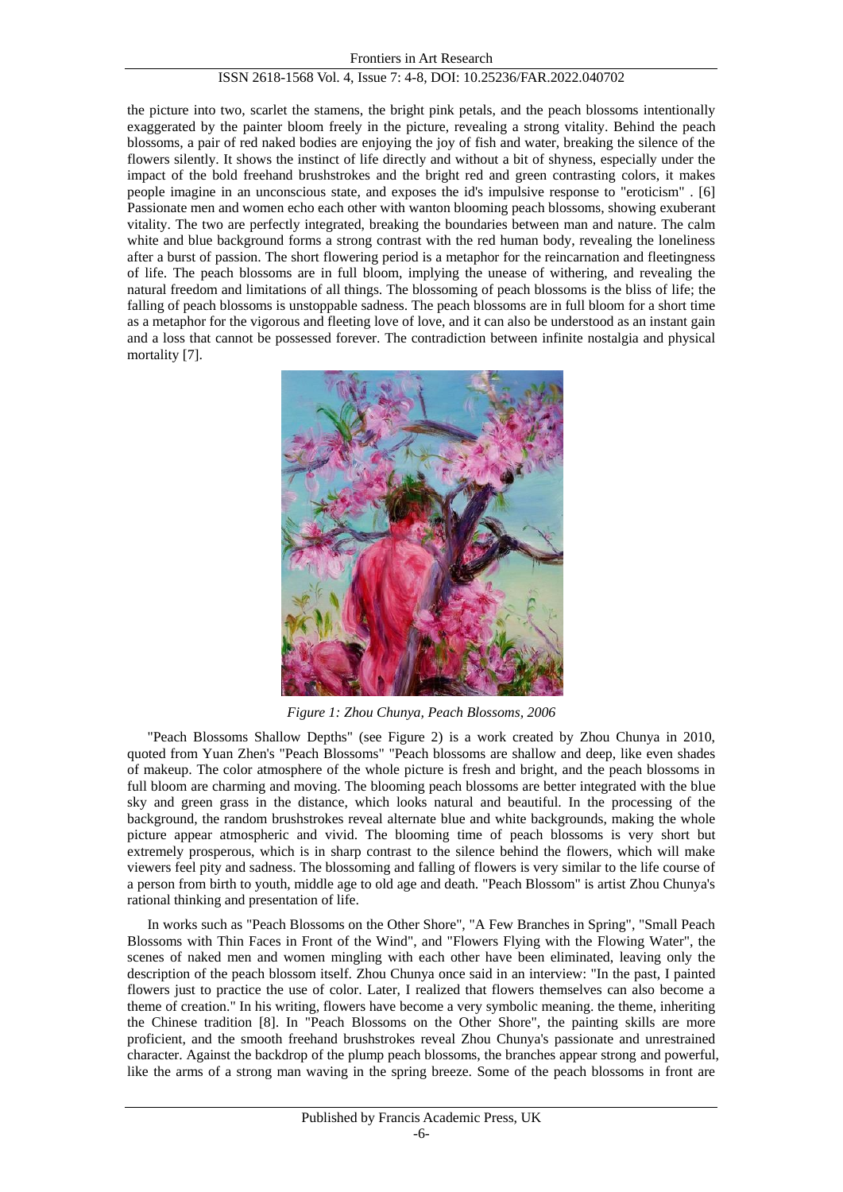the picture into two, scarlet the stamens, the bright pink petals, and the peach blossoms intentionally exaggerated by the painter bloom freely in the picture, revealing a strong vitality. Behind the peach blossoms, a pair of red naked bodies are enjoying the joy of fish and water, breaking the silence of the flowers silently. It shows the instinct of life directly and without a bit of shyness, especially under the impact of the bold freehand brushstrokes and the bright red and green contrasting colors, it makes people imagine in an unconscious state, and exposes the id's impulsive response to "eroticism" . [6] Passionate men and women echo each other with wanton blooming peach blossoms, showing exuberant vitality. The two are perfectly integrated, breaking the boundaries between man and nature. The calm white and blue background forms a strong contrast with the red human body, revealing the loneliness after a burst of passion. The short flowering period is a metaphor for the reincarnation and fleetingness of life. The peach blossoms are in full bloom, implying the unease of withering, and revealing the natural freedom and limitations of all things. The blossoming of peach blossoms is the bliss of life; the falling of peach blossoms is unstoppable sadness. The peach blossoms are in full bloom for a short time as a metaphor for the vigorous and fleeting love of love, and it can also be understood as an instant gain and a loss that cannot be possessed forever. The contradiction between infinite nostalgia and physical mortality [7].

*Figure 1: Zhou Chunya, Peach Blossoms, 2006*

"Peach Blossoms Shallow Depths" (see Figure 2) is a work created by Zhou Chunya in 2010, quoted from Yuan Zhen's "Peach Blossoms" "Peach blossoms are shallow and deep, like even shades of makeup. The color atmosphere of the whole picture is fresh and bright, and the peach blossoms in full bloom are charming and moving. The blooming peach blossoms are better integrated with the blue sky and green grass in the distance, which looks natural and beautiful. In the processing of the background, the random brushstrokes reveal alternate blue and white backgrounds, making the whole picture appear atmospheric and vivid. The blooming time of peach blossoms is very short but extremely prosperous, which is in sharp contrast to the silence behind the flowers, which will make viewers feel pity and sadness. The blossoming and falling of flowers is very similar to the life course of a person from birth to youth, middle age to old age and death. "Peach Blossom" is artist Zhou Chunya's rational thinking and presentation of life.

In works such as "Peach Blossoms on the Other Shore", "A Few Branches in Spring", "Small Peach Blossoms with Thin Faces in Front of the Wind", and "Flowers Flying with the Flowing Water", the scenes of naked men and women mingling with each other have been eliminated, leaving only the description of the peach blossom itself. Zhou Chunya once said in an interview: "In the past, I painted flowers just to practice the use of color. Later, I realized that flowers themselves can also become a theme of creation." In his writing, flowers have become a very symbolic meaning. the theme, inheriting the Chinese tradition [8]. In "Peach Blossoms on the Other Shore", the painting skills are more proficient, and the smooth freehand brushstrokes reveal Zhou Chunya's passionate and unrestrained character. Against the backdrop of the plump peach blossoms, the branches appear strong and powerful, like the arms of a strong man waving in the spring breeze. Some of the peach blossoms in front are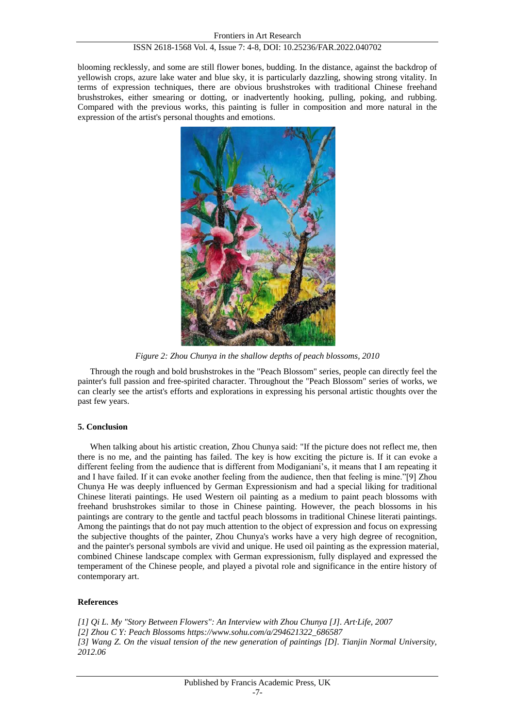blooming recklessly, and some are still flower bones, budding. In the distance, against the backdrop of yellowish crops, azure lake water and blue sky, it is particularly dazzling, showing strong vitality. In terms of expression techniques, there are obvious brushstrokes with traditional Chinese freehand brushstrokes, either smearing or dotting, or inadvertently hooking, pulling, poking, and rubbing. Compared with the previous works, this painting is fuller in composition and more natural in the expression of the artist's personal thoughts and emotions.

*Figure 2: Zhou Chunya in the shallow depths of peach blossoms, 2010*

Through the rough and bold brushstrokes in the "Peach Blossom" series, people can directly feel the painter's full passion and free-spirited character. Throughout the "Peach Blossom" series of works, we can clearly see the artist's efforts and explorations in expressing his personal artistic thoughts over the past few years.

## 5. Conclusion

When talking about his artistic creation, Zhou Chunya said: "If the picture does not reflect me, then there is no me, and the painting has failed. The key is how exciting the picture is. If it can evoke a different feeling from the audience that is different from Modiganiani's, it means that I am repeating it and I have failed. If it can evoke another feeling from the audience, then that feeling is mine."[9] Zhou Chunya He was deeply influenced by German Expressionism and had a special liking for traditional Chinese literati paintings. He used Western oil painting as a medium to paint peach blossoms with freehand brushstrokes similar to those in Chinese painting. However, the peach blossoms in his paintings are contrary to the gentle and tactful peach blossoms in traditional Chinese literati paintings. Among the paintings that do not pay much attention to the object of expression and focus on expressing the subjective thoughts of the painter, Zhou Chunya's works have a very high degree of recognition, and the painter's personal symbols are vivid and unique. He used oil painting as the expression material, combined Chinese landscape complex with German expressionism, fully displayed and expressed the temperament of the Chinese people, and played a pivotal role and significance in the entire history of contemporary art.

## References

*[1] Qi L. My "Story Between Flowers": An Interview with Zhou Chunya [J]. Art·Life, 2007*

*[2] Zhou C Y: Peach Blossoms https://www.sohu.com/a/294621322_686587*

*[3] Wang Z. On the visual tension of the new generation of paintings [D]. Tianjin Normal University, 2012.06*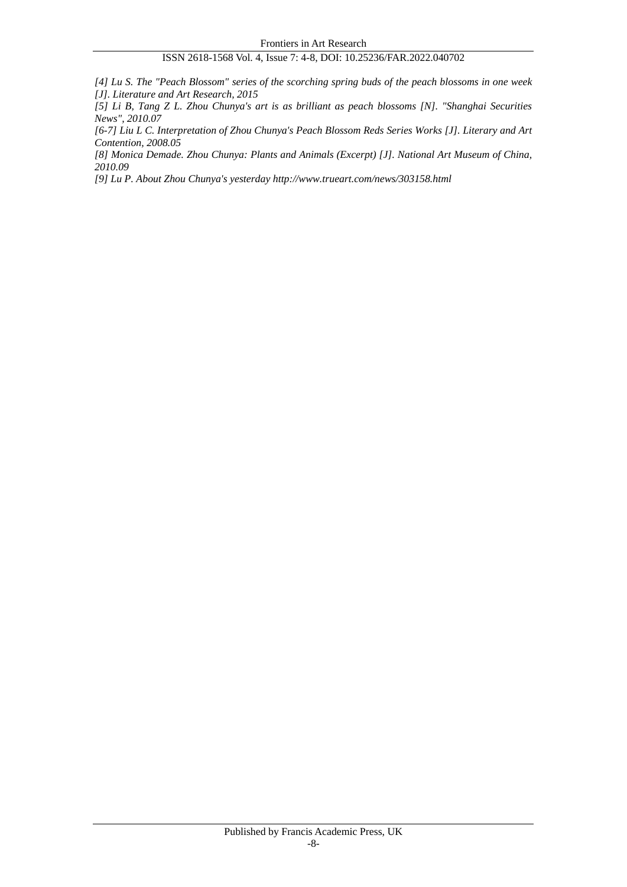*[4] Lu S. The "Peach Blossom" series of the scorching spring buds of the peach blossoms in one week [J]. Literature and Art Research, 2015*

*[5] Li B, Tang Z L. Zhou Chunya's art is as brilliant as peach blossoms [N]. "Shanghai Securities News", 2010.07*

*[6-7] Liu L C. Interpretation of Zhou Chunya's Peach Blossom Reds Series Works [J]. Literary and Art Contention, 2008.05*

*[8] Monica Demade. Zhou Chunya: Plants and Animals (Excerpt) [J]. National Art Museum of China, 2010.09*

*[9] Lu P. About Zhou Chunya's yesterday http://www.trueart.com/news/303158.html*